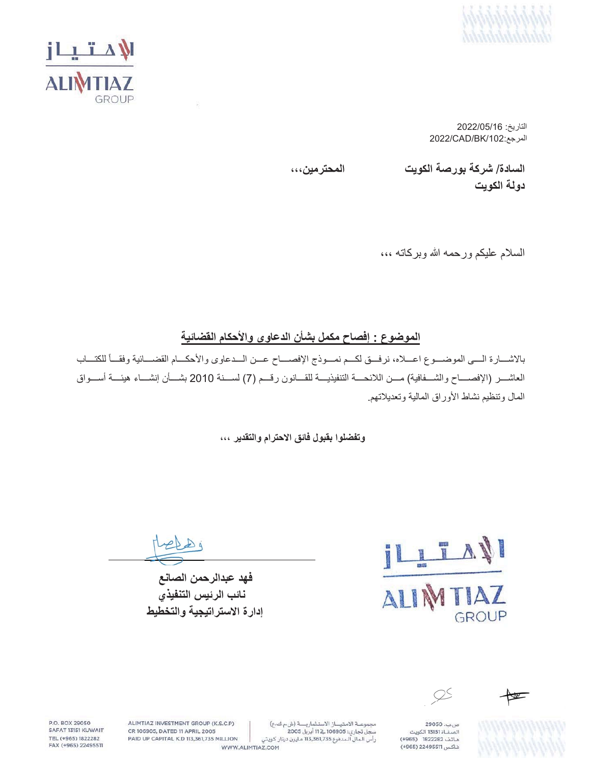التاريخ: 2022/05/16
المرجع: 2022/CAD/BK/102

**السادة/ شركة بورصة الكويت المحترمين،،،**
**دولة الكويت**

السلام عليكم ورحمه الله وبركاته ،،،

**الموضوع : إفصاح مكمل بشأن الدعاوى والأحكام القضائية**

بالاشارة الى الموضوع اعلاه، نرفق لكم نموذج الإفصاح عن الدعاوى والأحكام القضائية وفقاً للكتاب العاشر (الإفصاح والشفافية) من اللائحة التنفيذية للقانون رقم (7) لسنة 2010 بشأن إنشاء هيئة أسواق المال وتنظيم نشاط الأوراق المالية وتعديلاتهم.

**وتفضلوا بقبول فائق الاحترام والتقدير ،،،**

**فهد عبدالرحمن الصانع**
**نائب الرئيس التنفيذي**
**إدارة الاستراتيجية والتخطيط**

P.O. BOX 29050
SAFAT 13151 KUWAIT
TEL (+965) 1822282
FAX (+965) 22495511

ALIMTIAZ INVESTMENT GROUP (K.S.C.P)
CR 106905, DATED 11 APRIL 2005
PAID UP CAPITAL K.D 113,361,735 MILLION

مجموعة الامتياز الاستثمارية (ش.م.ك.ع)
سجل تجاري: 106905 في 11 أبريل 2005
رأس المال المدفوع 113,361,735 مليون دينار كويتي

WWW.ALIMTIAZ.COM

ص.ب. 29050
الصفاة 13151 الكويت
هاتف 1822282 (965+)
فاكس 22495511 (965+)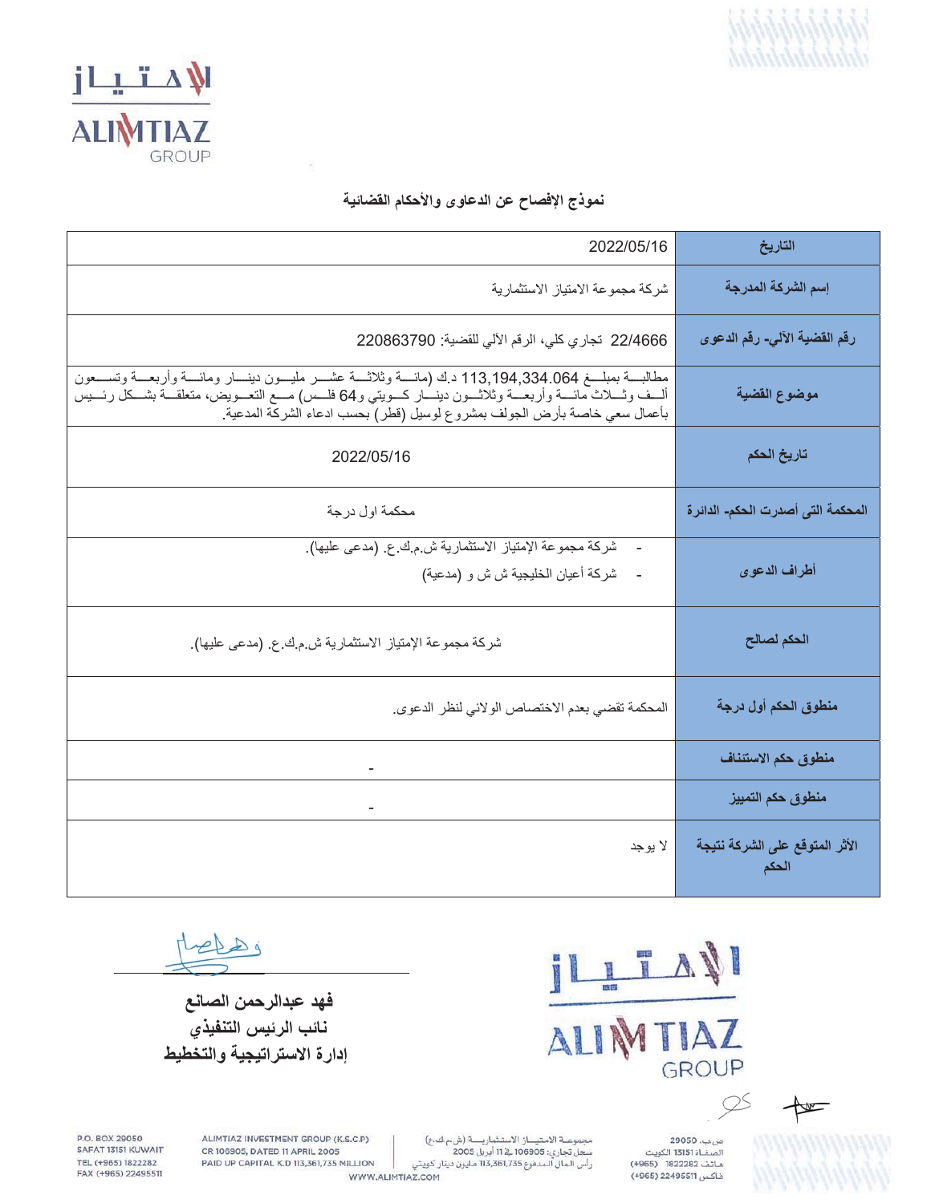## نموذج الإفصاح عن الدعاوى والأحكام القضائية

| | |
|---|---|
| التاريخ | 2022/05/16 |
| إسم الشركة المدرجة | شركة مجموعة الامتياز الاستثمارية |
| رقم القضية الآلي- رقم الدعوى | 22/4666 تجاري كلي، الرقم الآلي للقضية: 220863790 |
| موضوع القضية | مطالبة بمبلغ 113,194,334.064 د.ك (مائة وثلاثة عشر مليون دينار ومائة وأربعة وتسعون ألف وثلاث مائة وأربعة وثلاثون دينار كويتي و64 فلس) مع التعويض، متعلقة بشكل رئيس بأعمال سعي خاصة بأرض الجولف بمشروع لوسيل (قطر) بحسب ادعاء الشركة المدعية. |
| تاريخ الحكم | 2022/05/16 |
| المحكمة التى أصدرت الحكم- الدائرة | محكمة اول درجة |
| أطراف الدعوى | - شركة مجموعة الإمتياز الاستثمارية ش.م.ك.ع. (مدعى عليها).<br>- شركة أعيان الخليجية ش ش و (مدعية) |
| الحكم لصالح | شركة مجموعة الإمتياز الاستثمارية ش.م.ك.ع. (مدعى عليها). |
| منطوق الحكم أول درجة | المحكمة تقضي بعدم الاختصاص الولائي لنظر الدعوى. |
| منطوق حكم الاستئناف | - |
| منطوق حكم التمييز | - |
| الأثر المتوقع على الشركة نتيجة الحكم | لا يوجد |

**فهد عبدالرحمن الصانع**
**نائب الرئيس التنفيذي**
**إدارة الاستراتيجية والتخطيط**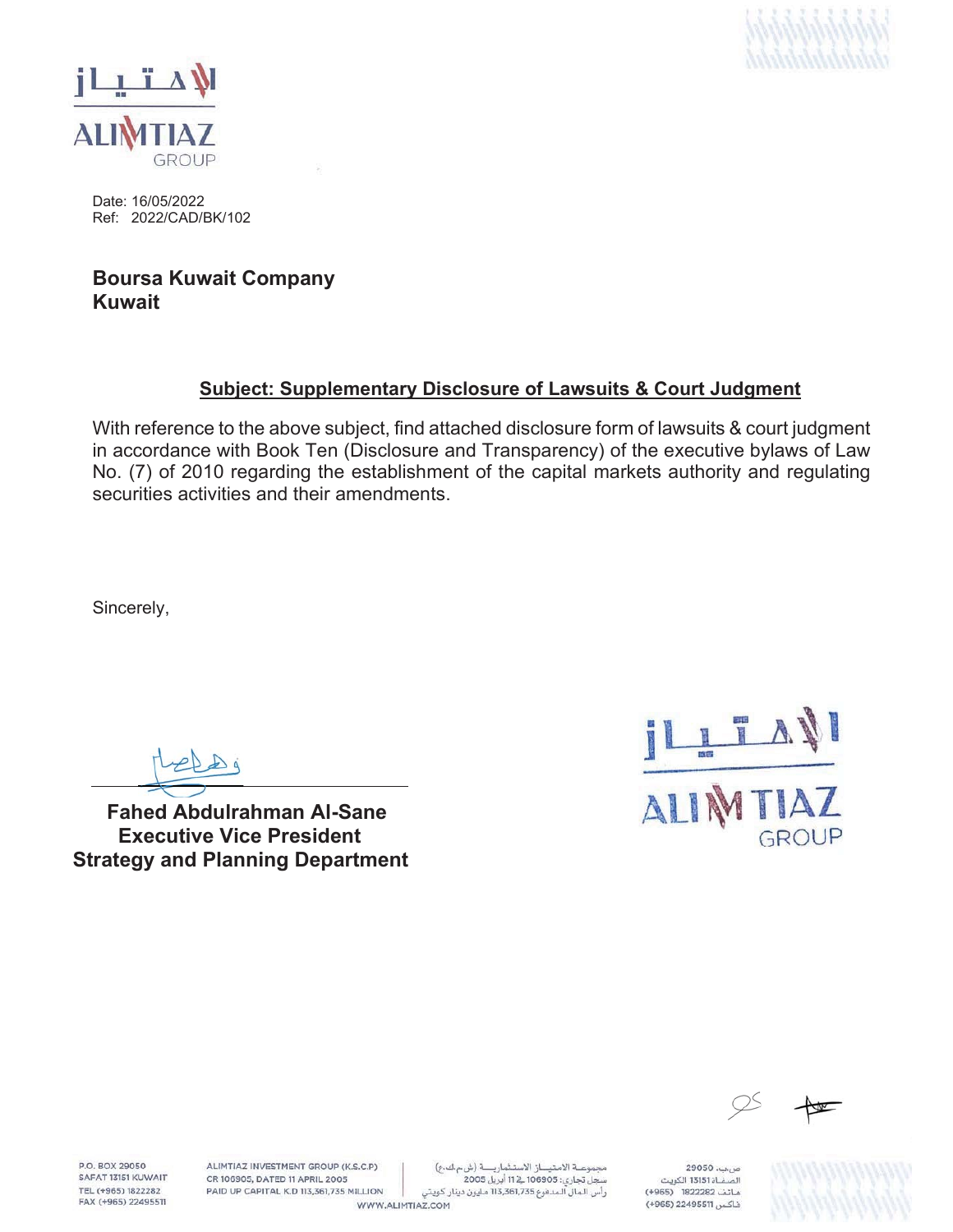Date: 16/05/2022
Ref: 2022/CAD/BK/102

**Boursa Kuwait Company**
**Kuwait**

**Subject: Supplementary Disclosure of Lawsuits & Court Judgment**

With reference to the above subject, find attached disclosure form of lawsuits & court judgment in accordance with Book Ten (Disclosure and Transparency) of the executive bylaws of Law No. (7) of 2010 regarding the establishment of the capital markets authority and regulating securities activities and their amendments.

Sincerely,

**Fahed Abdulrahman Al-Sane**
**Executive Vice President**
**Strategy and Planning Department**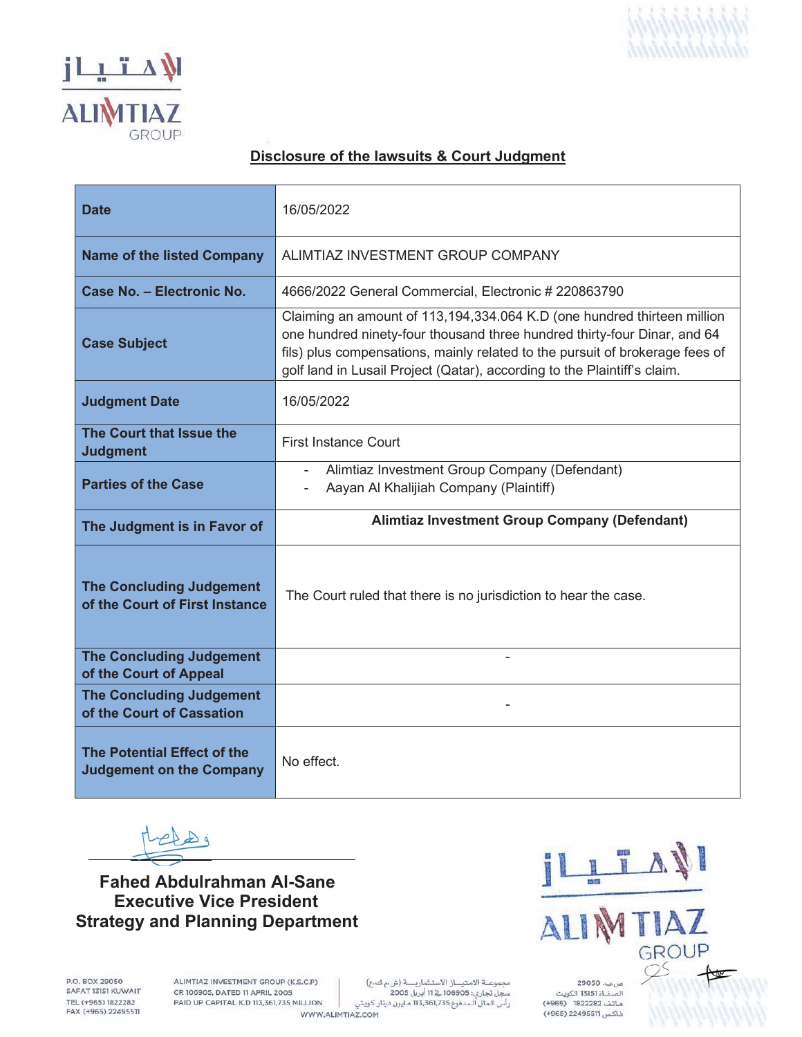# Disclosure of the lawsuits & Court Judgment

| | |
|---|---|
| **Date** | 16/05/2022 |
| **Name of the listed Company** | ALIMTIAZ INVESTMENT GROUP COMPANY |
| **Case No. – Electronic No.** | 4666/2022 General Commercial, Electronic # 220863790 |
| **Case Subject** | Claiming an amount of 113,194,334.064 K.D (one hundred thirteen million one hundred ninety-four thousand three hundred thirty-four Dinar, and 64 fils) plus compensations, mainly related to the pursuit of brokerage fees of golf land in Lusail Project (Qatar), according to the Plaintiff's claim. |
| **Judgment Date** | 16/05/2022 |
| **The Court that Issue the Judgment** | First Instance Court |
| **Parties of the Case** | - Alimtiaz Investment Group Company (Defendant)<br>- Aayan Al Khalijiah Company (Plaintiff) |
| **The Judgment is in Favor of** | **Alimtiaz Investment Group Company (Defendant)** |
| **The Concluding Judgement of the Court of First Instance** | The Court ruled that there is no jurisdiction to hear the case. |
| **The Concluding Judgement of the Court of Appeal** | - |
| **The Concluding Judgement of the Court of Cassation** | - |
| **The Potential Effect of the Judgement on the Company** | No effect. |

**Fahed Abdulrahman Al-Sane**
**Executive Vice President**
**Strategy and Planning Department**

P.O. BOX 29050
SAFAT 13151 KUWAIT
TEL (+965) 1822282
FAX (+965) 22495511

ALIMTIAZ INVESTMENT GROUP (K.S.C.P)
CR 106905, DATED 11 APRIL 2005
PAID UP CAPITAL K.D 113,361,735 MILLION

مجموعة الامتياز الاستثمارية (ش.م.ك.ع)
سجل تجاري: 106905 في 11 أبريل 2005
رأس المال المدفوع 113,361,735 مليون دينار كويتي

WWW.ALIMTIAZ.COM

ص.ب. 29050
الصفاة 13151 الكويت
هاتف 1822282 (965+)
فاكس 22495511 (965+)